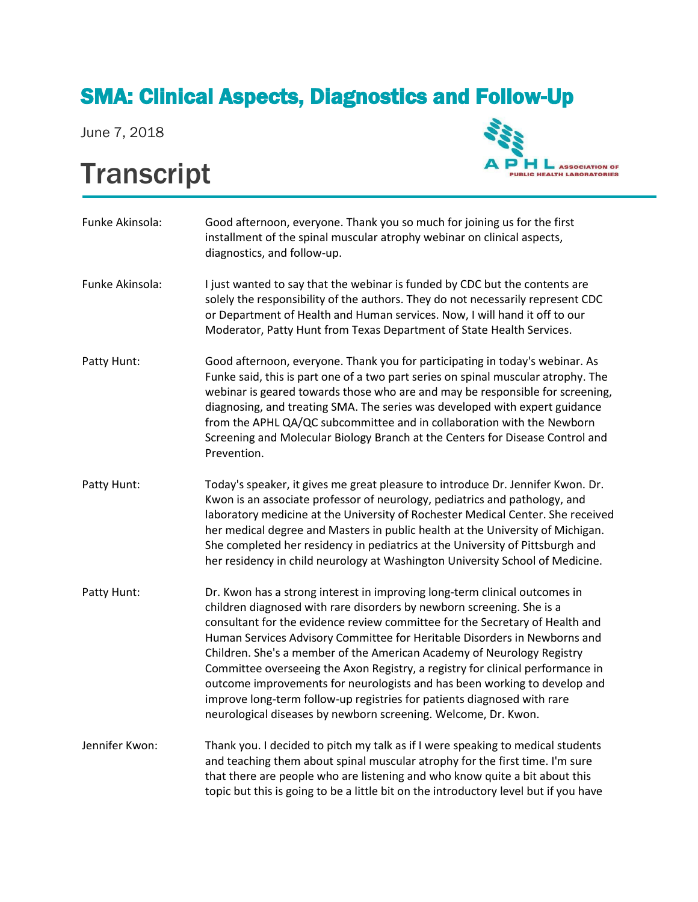# SMA: Clinical Aspects, Diagnostics and Follow-Up

June 7, 2018

# Transcript

APHL ASSOCIATION OF PUBLIC HEALTH LABORATORIES

**Funke Akinsola:** Good afternoon, everyone. Thank you so much for joining us for the first installment of the spinal muscular atrophy webinar on clinical aspects, diagnostics, and follow-up.

**Funke Akinsola:** I just wanted to say that the webinar is funded by CDC but the contents are solely the responsibility of the authors. They do not necessarily represent CDC or Department of Health and Human services. Now, I will hand it off to our Moderator, Patty Hunt from Texas Department of State Health Services.

**Patty Hunt:** Good afternoon, everyone. Thank you for participating in today's webinar. As Funke said, this is part one of a two part series on spinal muscular atrophy. The webinar is geared towards those who are and may be responsible for screening, diagnosing, and treating SMA. The series was developed with expert guidance from the APHL QA/QC subcommittee and in collaboration with the Newborn Screening and Molecular Biology Branch at the Centers for Disease Control and Prevention.

**Patty Hunt:** Today's speaker, it gives me great pleasure to introduce Dr. Jennifer Kwon. Dr. Kwon is an associate professor of neurology, pediatrics and pathology, and laboratory medicine at the University of Rochester Medical Center. She received her medical degree and Masters in public health at the University of Michigan. She completed her residency in pediatrics at the University of Pittsburgh and her residency in child neurology at Washington University School of Medicine.

**Patty Hunt:** Dr. Kwon has a strong interest in improving long-term clinical outcomes in children diagnosed with rare disorders by newborn screening. She is a consultant for the evidence review committee for the Secretary of Health and Human Services Advisory Committee for Heritable Disorders in Newborns and Children. She's a member of the American Academy of Neurology Registry Committee overseeing the Axon Registry, a registry for clinical performance in outcome improvements for neurologists and has been working to develop and improve long-term follow-up registries for patients diagnosed with rare neurological diseases by newborn screening. Welcome, Dr. Kwon.

**Jennifer Kwon:** Thank you. I decided to pitch my talk as if I were speaking to medical students and teaching them about spinal muscular atrophy for the first time. I'm sure that there are people who are listening and who know quite a bit about this topic but this is going to be a little bit on the introductory level but if you have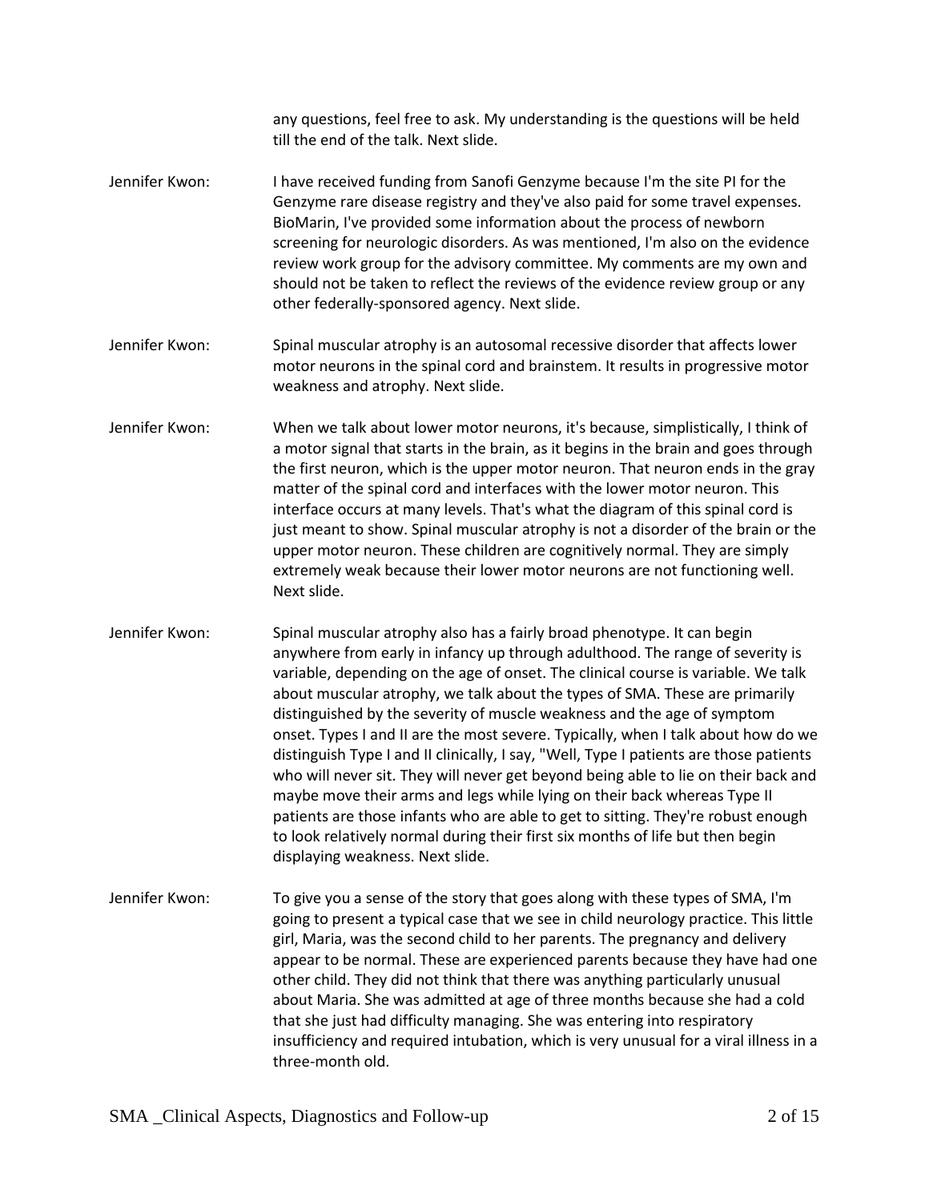any questions, feel free to ask. My understanding is the questions will be held till the end of the talk. Next slide.

Jennifer Kwon: I have received funding from Sanofi Genzyme because I'm the site PI for the Genzyme rare disease registry and they've also paid for some travel expenses. BioMarin, I've provided some information about the process of newborn screening for neurologic disorders. As was mentioned, I'm also on the evidence review work group for the advisory committee. My comments are my own and should not be taken to reflect the reviews of the evidence review group or any other federally-sponsored agency. Next slide.

Jennifer Kwon: Spinal muscular atrophy is an autosomal recessive disorder that affects lower motor neurons in the spinal cord and brainstem. It results in progressive motor weakness and atrophy. Next slide.

Jennifer Kwon: When we talk about lower motor neurons, it's because, simplistically, I think of a motor signal that starts in the brain, as it begins in the brain and goes through the first neuron, which is the upper motor neuron. That neuron ends in the gray matter of the spinal cord and interfaces with the lower motor neuron. This interface occurs at many levels. That's what the diagram of this spinal cord is just meant to show. Spinal muscular atrophy is not a disorder of the brain or the upper motor neuron. These children are cognitively normal. They are simply extremely weak because their lower motor neurons are not functioning well. Next slide.

Jennifer Kwon: Spinal muscular atrophy also has a fairly broad phenotype. It can begin anywhere from early in infancy up through adulthood. The range of severity is variable, depending on the age of onset. The clinical course is variable. We talk about muscular atrophy, we talk about the types of SMA. These are primarily distinguished by the severity of muscle weakness and the age of symptom onset. Types I and II are the most severe. Typically, when I talk about how do we distinguish Type I and II clinically, I say, "Well, Type I patients are those patients who will never sit. They will never get beyond being able to lie on their back and maybe move their arms and legs while lying on their back whereas Type II patients are those infants who are able to get to sitting. They're robust enough to look relatively normal during their first six months of life but then begin displaying weakness. Next slide.

Jennifer Kwon: To give you a sense of the story that goes along with these types of SMA, I'm going to present a typical case that we see in child neurology practice. This little girl, Maria, was the second child to her parents. The pregnancy and delivery appear to be normal. These are experienced parents because they have had one other child. They did not think that there was anything particularly unusual about Maria. She was admitted at age of three months because she had a cold that she just had difficulty managing. She was entering into respiratory insufficiency and required intubation, which is very unusual for a viral illness in a three-month old.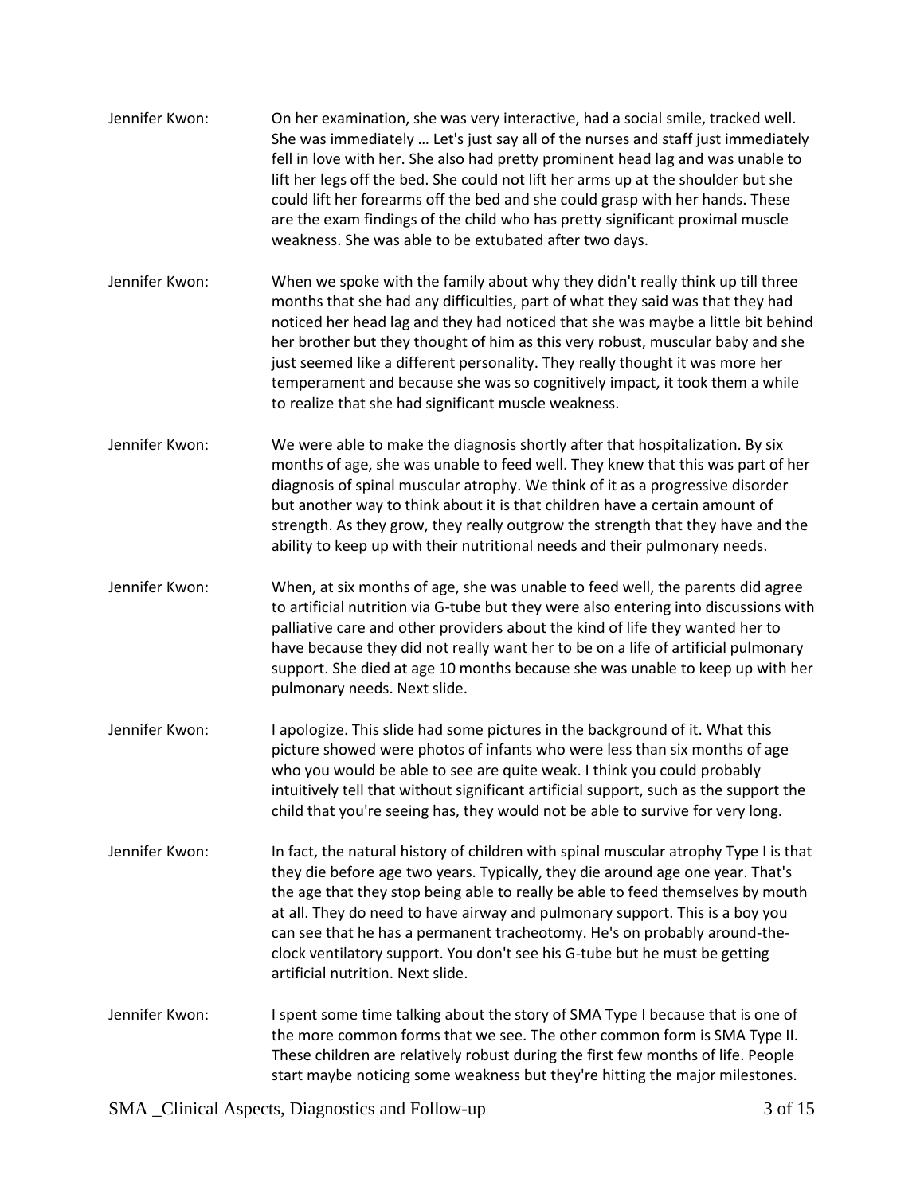Jennifer Kwon: On her examination, she was very interactive, had a social smile, tracked well. She was immediately … Let's just say all of the nurses and staff just immediately fell in love with her. She also had pretty prominent head lag and was unable to lift her legs off the bed. She could not lift her arms up at the shoulder but she could lift her forearms off the bed and she could grasp with her hands. These are the exam findings of the child who has pretty significant proximal muscle weakness. She was able to be extubated after two days.

Jennifer Kwon: When we spoke with the family about why they didn't really think up till three months that she had any difficulties, part of what they said was that they had noticed her head lag and they had noticed that she was maybe a little bit behind her brother but they thought of him as this very robust, muscular baby and she just seemed like a different personality. They really thought it was more her temperament and because she was so cognitively impact, it took them a while to realize that she had significant muscle weakness.

Jennifer Kwon: We were able to make the diagnosis shortly after that hospitalization. By six months of age, she was unable to feed well. They knew that this was part of her diagnosis of spinal muscular atrophy. We think of it as a progressive disorder but another way to think about it is that children have a certain amount of strength. As they grow, they really outgrow the strength that they have and the ability to keep up with their nutritional needs and their pulmonary needs.

Jennifer Kwon: When, at six months of age, she was unable to feed well, the parents did agree to artificial nutrition via G-tube but they were also entering into discussions with palliative care and other providers about the kind of life they wanted her to have because they did not really want her to be on a life of artificial pulmonary support. She died at age 10 months because she was unable to keep up with her pulmonary needs. Next slide.

Jennifer Kwon: I apologize. This slide had some pictures in the background of it. What this picture showed were photos of infants who were less than six months of age who you would be able to see are quite weak. I think you could probably intuitively tell that without significant artificial support, such as the support the child that you're seeing has, they would not be able to survive for very long.

Jennifer Kwon: In fact, the natural history of children with spinal muscular atrophy Type I is that they die before age two years. Typically, they die around age one year. That's the age that they stop being able to really be able to feed themselves by mouth at all. They do need to have airway and pulmonary support. This is a boy you can see that he has a permanent tracheotomy. He's on probably around-the-clock ventilatory support. You don't see his G-tube but he must be getting artificial nutrition. Next slide.

Jennifer Kwon: I spent some time talking about the story of SMA Type I because that is one of the more common forms that we see. The other common form is SMA Type II. These children are relatively robust during the first few months of life. People start maybe noticing some weakness but they're hitting the major milestones.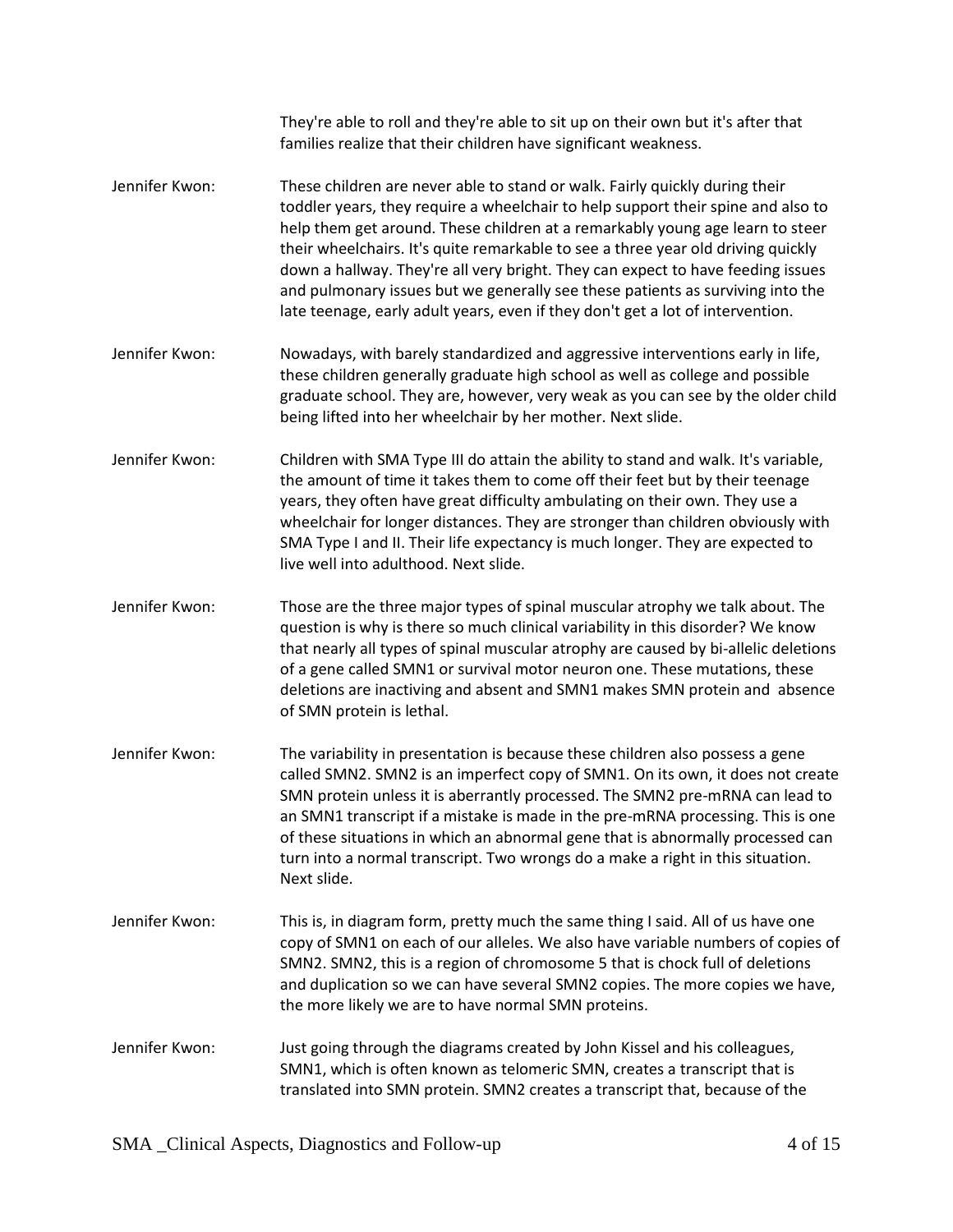They're able to roll and they're able to sit up on their own but it's after that families realize that their children have significant weakness.

Jennifer Kwon: These children are never able to stand or walk. Fairly quickly during their toddler years, they require a wheelchair to help support their spine and also to help them get around. These children at a remarkably young age learn to steer their wheelchairs. It's quite remarkable to see a three year old driving quickly down a hallway. They're all very bright. They can expect to have feeding issues and pulmonary issues but we generally see these patients as surviving into the late teenage, early adult years, even if they don't get a lot of intervention.

Jennifer Kwon: Nowadays, with barely standardized and aggressive interventions early in life, these children generally graduate high school as well as college and possible graduate school. They are, however, very weak as you can see by the older child being lifted into her wheelchair by her mother. Next slide.

Jennifer Kwon: Children with SMA Type III do attain the ability to stand and walk. It's variable, the amount of time it takes them to come off their feet but by their teenage years, they often have great difficulty ambulating on their own. They use a wheelchair for longer distances. They are stronger than children obviously with SMA Type I and II. Their life expectancy is much longer. They are expected to live well into adulthood. Next slide.

Jennifer Kwon: Those are the three major types of spinal muscular atrophy we talk about. The question is why is there so much clinical variability in this disorder? We know that nearly all types of spinal muscular atrophy are caused by bi-allelic deletions of a gene called SMN1 or survival motor neuron one. These mutations, these deletions are inactiving and absent and SMN1 makes SMN protein and absence of SMN protein is lethal.

Jennifer Kwon: The variability in presentation is because these children also possess a gene called SMN2. SMN2 is an imperfect copy of SMN1. On its own, it does not create SMN protein unless it is aberrantly processed. The SMN2 pre-mRNA can lead to an SMN1 transcript if a mistake is made in the pre-mRNA processing. This is one of these situations in which an abnormal gene that is abnormally processed can turn into a normal transcript. Two wrongs do a make a right in this situation. Next slide.

Jennifer Kwon: This is, in diagram form, pretty much the same thing I said. All of us have one copy of SMN1 on each of our alleles. We also have variable numbers of copies of SMN2. SMN2, this is a region of chromosome 5 that is chock full of deletions and duplication so we can have several SMN2 copies. The more copies we have, the more likely we are to have normal SMN proteins.

Jennifer Kwon: Just going through the diagrams created by John Kissel and his colleagues, SMN1, which is often known as telomeric SMN, creates a transcript that is translated into SMN protein. SMN2 creates a transcript that, because of the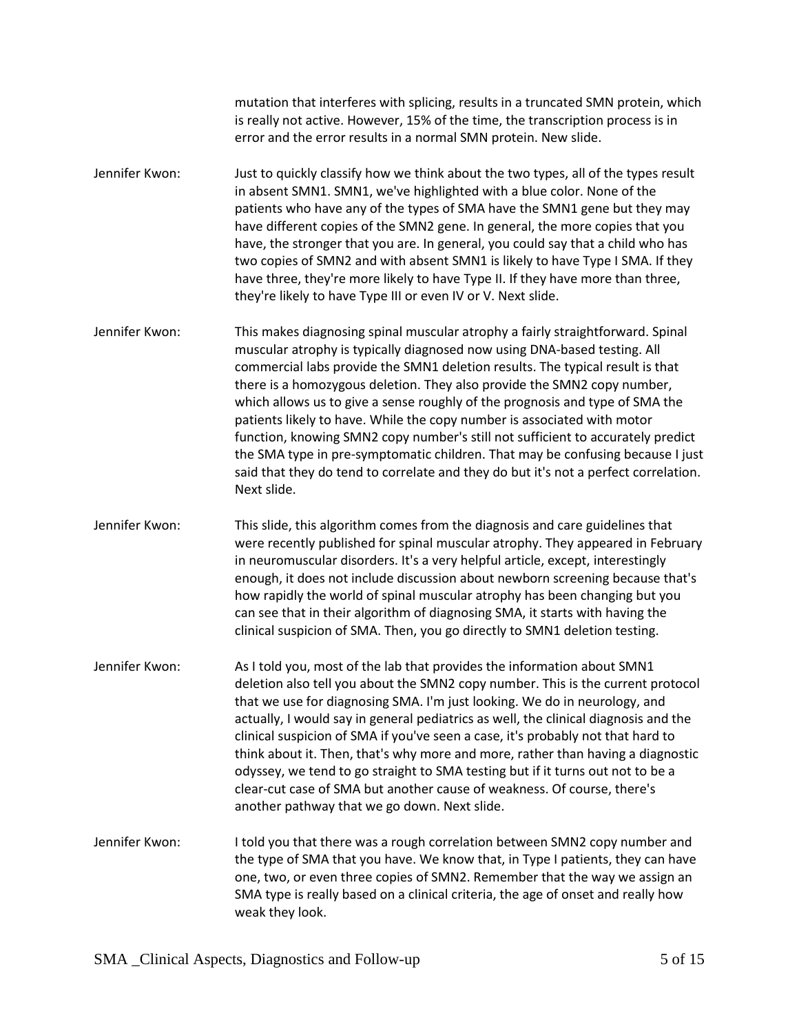mutation that interferes with splicing, results in a truncated SMN protein, which is really not active. However, 15% of the time, the transcription process is in error and the error results in a normal SMN protein. New slide.

Jennifer Kwon: Just to quickly classify how we think about the two types, all of the types result in absent SMN1. SMN1, we've highlighted with a blue color. None of the patients who have any of the types of SMA have the SMN1 gene but they may have different copies of the SMN2 gene. In general, the more copies that you have, the stronger that you are. In general, you could say that a child who has two copies of SMN2 and with absent SMN1 is likely to have Type I SMA. If they have three, they're more likely to have Type II. If they have more than three, they're likely to have Type III or even IV or V. Next slide.

Jennifer Kwon: This makes diagnosing spinal muscular atrophy a fairly straightforward. Spinal muscular atrophy is typically diagnosed now using DNA-based testing. All commercial labs provide the SMN1 deletion results. The typical result is that there is a homozygous deletion. They also provide the SMN2 copy number, which allows us to give a sense roughly of the prognosis and type of SMA the patients likely to have. While the copy number is associated with motor function, knowing SMN2 copy number's still not sufficient to accurately predict the SMA type in pre-symptomatic children. That may be confusing because I just said that they do tend to correlate and they do but it's not a perfect correlation. Next slide.

Jennifer Kwon: This slide, this algorithm comes from the diagnosis and care guidelines that were recently published for spinal muscular atrophy. They appeared in February in neuromuscular disorders. It's a very helpful article, except, interestingly enough, it does not include discussion about newborn screening because that's how rapidly the world of spinal muscular atrophy has been changing but you can see that in their algorithm of diagnosing SMA, it starts with having the clinical suspicion of SMA. Then, you go directly to SMN1 deletion testing.

Jennifer Kwon: As I told you, most of the lab that provides the information about SMN1 deletion also tell you about the SMN2 copy number. This is the current protocol that we use for diagnosing SMA. I'm just looking. We do in neurology, and actually, I would say in general pediatrics as well, the clinical diagnosis and the clinical suspicion of SMA if you've seen a case, it's probably not that hard to think about it. Then, that's why more and more, rather than having a diagnostic odyssey, we tend to go straight to SMA testing but if it turns out not to be a clear-cut case of SMA but another cause of weakness. Of course, there's another pathway that we go down. Next slide.

Jennifer Kwon: I told you that there was a rough correlation between SMN2 copy number and the type of SMA that you have. We know that, in Type I patients, they can have one, two, or even three copies of SMN2. Remember that the way we assign an SMA type is really based on a clinical criteria, the age of onset and really how weak they look.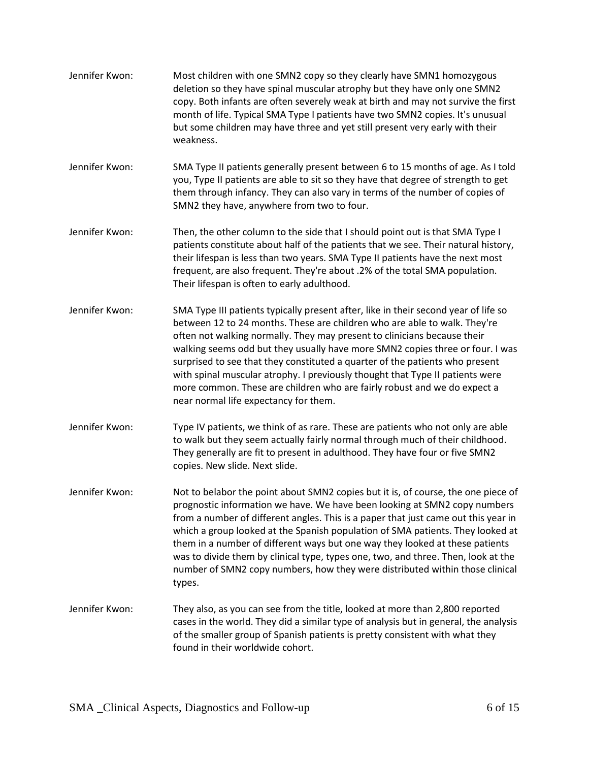Jennifer Kwon: Most children with one SMN2 copy so they clearly have SMN1 homozygous deletion so they have spinal muscular atrophy but they have only one SMN2 copy. Both infants are often severely weak at birth and may not survive the first month of life. Typical SMA Type I patients have two SMN2 copies. It's unusual but some children may have three and yet still present very early with their weakness.

Jennifer Kwon: SMA Type II patients generally present between 6 to 15 months of age. As I told you, Type II patients are able to sit so they have that degree of strength to get them through infancy. They can also vary in terms of the number of copies of SMN2 they have, anywhere from two to four.

Jennifer Kwon: Then, the other column to the side that I should point out is that SMA Type I patients constitute about half of the patients that we see. Their natural history, their lifespan is less than two years. SMA Type II patients have the next most frequent, are also frequent. They're about .2% of the total SMA population. Their lifespan is often to early adulthood.

Jennifer Kwon: SMA Type III patients typically present after, like in their second year of life so between 12 to 24 months. These are children who are able to walk. They're often not walking normally. They may present to clinicians because their walking seems odd but they usually have more SMN2 copies three or four. I was surprised to see that they constituted a quarter of the patients who present with spinal muscular atrophy. I previously thought that Type II patients were more common. These are children who are fairly robust and we do expect a near normal life expectancy for them.

Jennifer Kwon: Type IV patients, we think of as rare. These are patients who not only are able to walk but they seem actually fairly normal through much of their childhood. They generally are fit to present in adulthood. They have four or five SMN2 copies. New slide. Next slide.

Jennifer Kwon: Not to belabor the point about SMN2 copies but it is, of course, the one piece of prognostic information we have. We have been looking at SMN2 copy numbers from a number of different angles. This is a paper that just came out this year in which a group looked at the Spanish population of SMA patients. They looked at them in a number of different ways but one way they looked at these patients was to divide them by clinical type, types one, two, and three. Then, look at the number of SMN2 copy numbers, how they were distributed within those clinical types.

Jennifer Kwon: They also, as you can see from the title, looked at more than 2,800 reported cases in the world. They did a similar type of analysis but in general, the analysis of the smaller group of Spanish patients is pretty consistent with what they found in their worldwide cohort.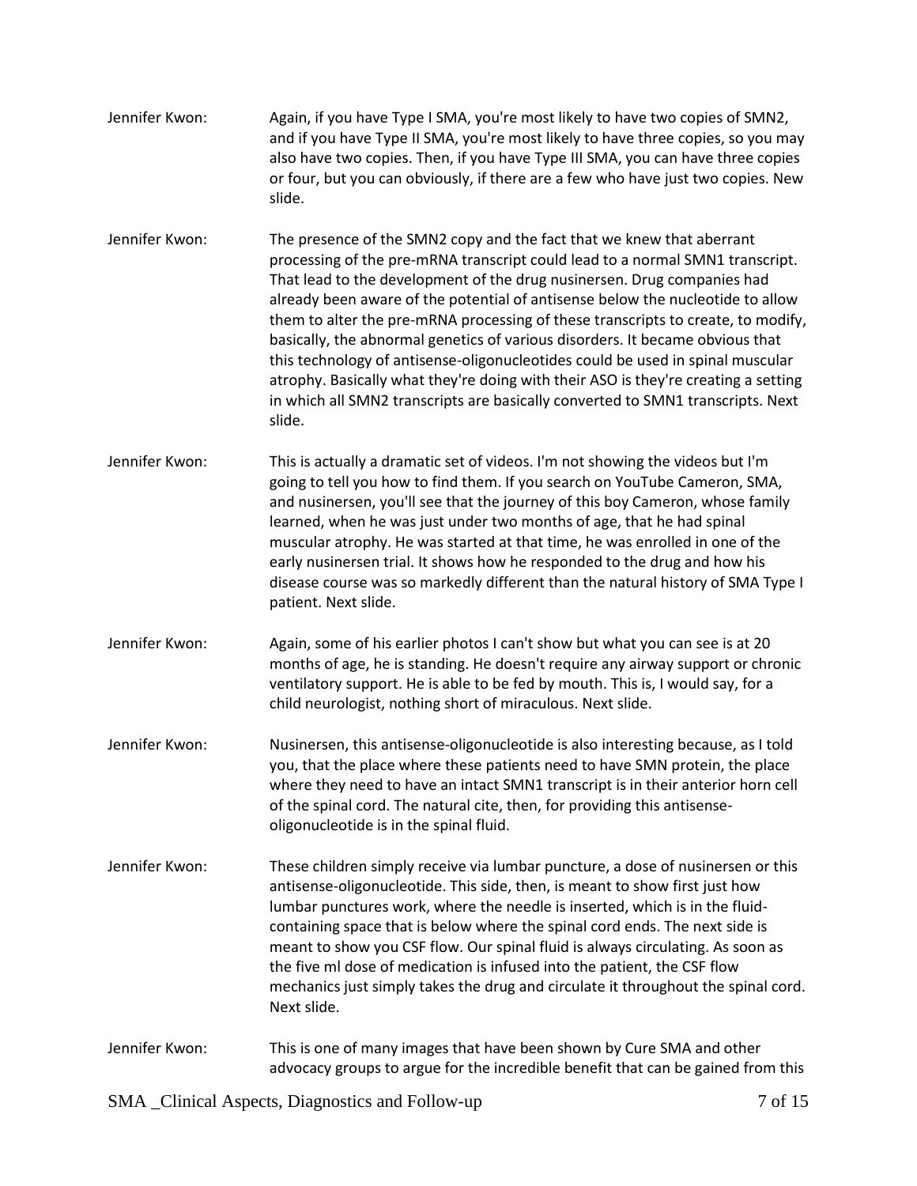Jennifer Kwon: Again, if you have Type I SMA, you're most likely to have two copies of SMN2, and if you have Type II SMA, you're most likely to have three copies, so you may also have two copies. Then, if you have Type III SMA, you can have three copies or four, but you can obviously, if there are a few who have just two copies. New slide.

Jennifer Kwon: The presence of the SMN2 copy and the fact that we knew that aberrant processing of the pre-mRNA transcript could lead to a normal SMN1 transcript. That lead to the development of the drug nusinersen. Drug companies had already been aware of the potential of antisense below the nucleotide to allow them to alter the pre-mRNA processing of these transcripts to create, to modify, basically, the abnormal genetics of various disorders. It became obvious that this technology of antisense-oligonucleotides could be used in spinal muscular atrophy. Basically what they're doing with their ASO is they're creating a setting in which all SMN2 transcripts are basically converted to SMN1 transcripts. Next slide.

Jennifer Kwon: This is actually a dramatic set of videos. I'm not showing the videos but I'm going to tell you how to find them. If you search on YouTube Cameron, SMA, and nusinersen, you'll see that the journey of this boy Cameron, whose family learned, when he was just under two months of age, that he had spinal muscular atrophy. He was started at that time, he was enrolled in one of the early nusinersen trial. It shows how he responded to the drug and how his disease course was so markedly different than the natural history of SMA Type I patient. Next slide.

Jennifer Kwon: Again, some of his earlier photos I can't show but what you can see is at 20 months of age, he is standing. He doesn't require any airway support or chronic ventilatory support. He is able to be fed by mouth. This is, I would say, for a child neurologist, nothing short of miraculous. Next slide.

Jennifer Kwon: Nusinersen, this antisense-oligonucleotide is also interesting because, as I told you, that the place where these patients need to have SMN protein, the place where they need to have an intact SMN1 transcript is in their anterior horn cell of the spinal cord. The natural cite, then, for providing this antisense-oligonucleotide is in the spinal fluid.

Jennifer Kwon: These children simply receive via lumbar puncture, a dose of nusinersen or this antisense-oligonucleotide. This side, then, is meant to show first just how lumbar punctures work, where the needle is inserted, which is in the fluid-containing space that is below where the spinal cord ends. The next side is meant to show you CSF flow. Our spinal fluid is always circulating. As soon as the five ml dose of medication is infused into the patient, the CSF flow mechanics just simply takes the drug and circulate it throughout the spinal cord. Next slide.

Jennifer Kwon: This is one of many images that have been shown by Cure SMA and other advocacy groups to argue for the incredible benefit that can be gained from this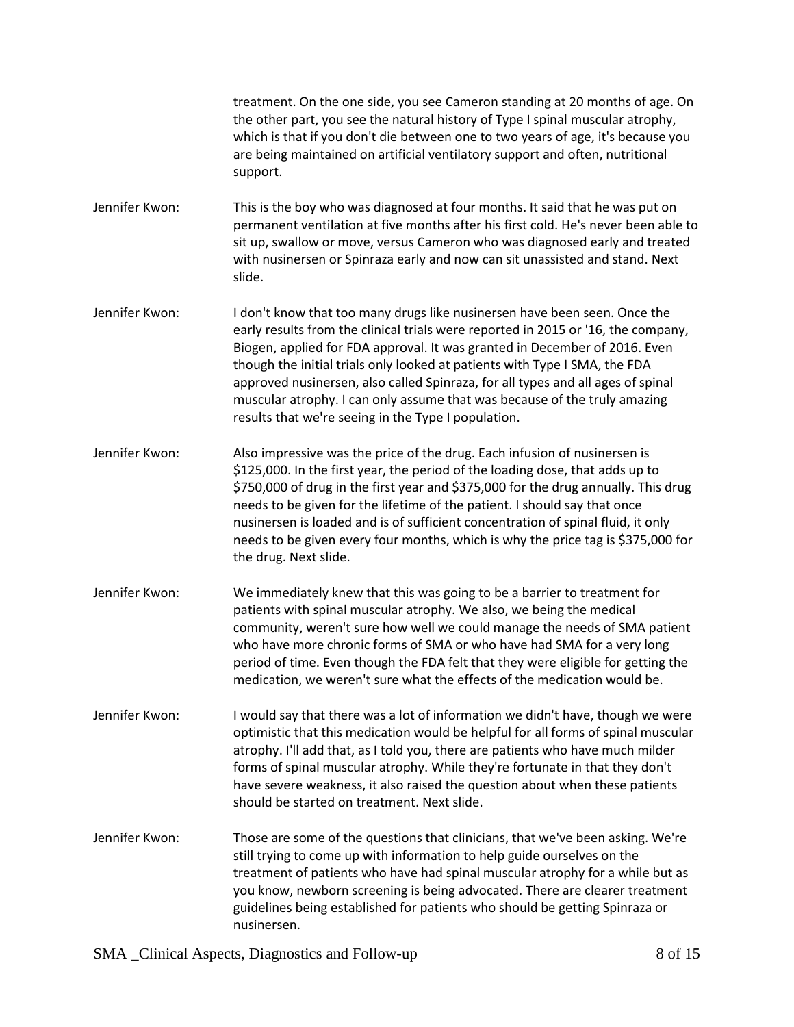treatment. On the one side, you see Cameron standing at 20 months of age. On the other part, you see the natural history of Type I spinal muscular atrophy, which is that if you don't die between one to two years of age, it's because you are being maintained on artificial ventilatory support and often, nutritional support.

Jennifer Kwon: This is the boy who was diagnosed at four months. It said that he was put on permanent ventilation at five months after his first cold. He's never been able to sit up, swallow or move, versus Cameron who was diagnosed early and treated with nusinersen or Spinraza early and now can sit unassisted and stand. Next slide.

Jennifer Kwon: I don't know that too many drugs like nusinersen have been seen. Once the early results from the clinical trials were reported in 2015 or '16, the company, Biogen, applied for FDA approval. It was granted in December of 2016. Even though the initial trials only looked at patients with Type I SMA, the FDA approved nusinersen, also called Spinraza, for all types and all ages of spinal muscular atrophy. I can only assume that was because of the truly amazing results that we're seeing in the Type I population.

Jennifer Kwon: Also impressive was the price of the drug. Each infusion of nusinersen is $125,000. In the first year, the period of the loading dose, that adds up to $750,000 of drug in the first year and $375,000 for the drug annually. This drug needs to be given for the lifetime of the patient. I should say that once nusinersen is loaded and is of sufficient concentration of spinal fluid, it only needs to be given every four months, which is why the price tag is $375,000 for the drug. Next slide.

Jennifer Kwon: We immediately knew that this was going to be a barrier to treatment for patients with spinal muscular atrophy. We also, we being the medical community, weren't sure how well we could manage the needs of SMA patient who have more chronic forms of SMA or who have had SMA for a very long period of time. Even though the FDA felt that they were eligible for getting the medication, we weren't sure what the effects of the medication would be.

Jennifer Kwon: I would say that there was a lot of information we didn't have, though we were optimistic that this medication would be helpful for all forms of spinal muscular atrophy. I'll add that, as I told you, there are patients who have much milder forms of spinal muscular atrophy. While they're fortunate in that they don't have severe weakness, it also raised the question about when these patients should be started on treatment. Next slide.

Jennifer Kwon: Those are some of the questions that clinicians, that we've been asking. We're still trying to come up with information to help guide ourselves on the treatment of patients who have had spinal muscular atrophy for a while but as you know, newborn screening is being advocated. There are clearer treatment guidelines being established for patients who should be getting Spinraza or nusinersen.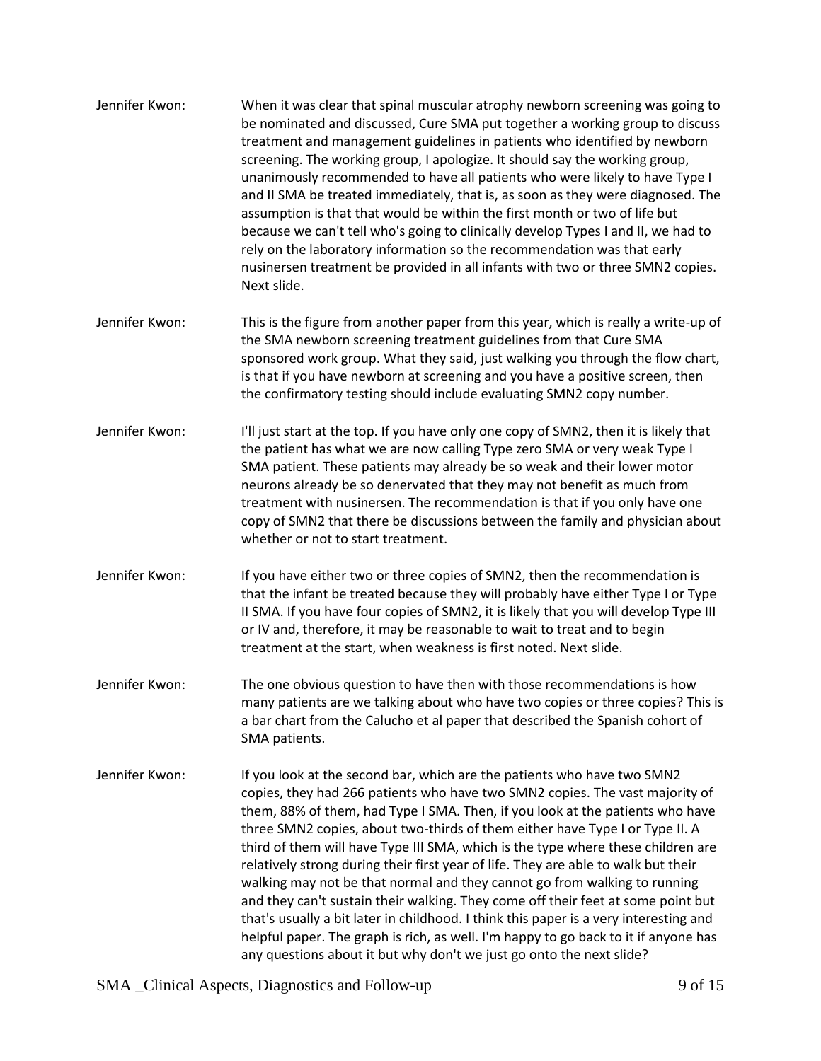Jennifer Kwon: When it was clear that spinal muscular atrophy newborn screening was going to be nominated and discussed, Cure SMA put together a working group to discuss treatment and management guidelines in patients who identified by newborn screening. The working group, I apologize. It should say the working group, unanimously recommended to have all patients who were likely to have Type I and II SMA be treated immediately, that is, as soon as they were diagnosed. The assumption is that that would be within the first month or two of life but because we can't tell who's going to clinically develop Types I and II, we had to rely on the laboratory information so the recommendation was that early nusinersen treatment be provided in all infants with two or three SMN2 copies. Next slide.

Jennifer Kwon: This is the figure from another paper from this year, which is really a write-up of the SMA newborn screening treatment guidelines from that Cure SMA sponsored work group. What they said, just walking you through the flow chart, is that if you have newborn at screening and you have a positive screen, then the confirmatory testing should include evaluating SMN2 copy number.

Jennifer Kwon: I'll just start at the top. If you have only one copy of SMN2, then it is likely that the patient has what we are now calling Type zero SMA or very weak Type I SMA patient. These patients may already be so weak and their lower motor neurons already be so denervated that they may not benefit as much from treatment with nusinersen. The recommendation is that if you only have one copy of SMN2 that there be discussions between the family and physician about whether or not to start treatment.

Jennifer Kwon: If you have either two or three copies of SMN2, then the recommendation is that the infant be treated because they will probably have either Type I or Type II SMA. If you have four copies of SMN2, it is likely that you will develop Type III or IV and, therefore, it may be reasonable to wait to treat and to begin treatment at the start, when weakness is first noted. Next slide.

Jennifer Kwon: The one obvious question to have then with those recommendations is how many patients are we talking about who have two copies or three copies? This is a bar chart from the Calucho et al paper that described the Spanish cohort of SMA patients.

Jennifer Kwon: If you look at the second bar, which are the patients who have two SMN2 copies, they had 266 patients who have two SMN2 copies. The vast majority of them, 88% of them, had Type I SMA. Then, if you look at the patients who have three SMN2 copies, about two-thirds of them either have Type I or Type II. A third of them will have Type III SMA, which is the type where these children are relatively strong during their first year of life. They are able to walk but their walking may not be that normal and they cannot go from walking to running and they can't sustain their walking. They come off their feet at some point but that's usually a bit later in childhood. I think this paper is a very interesting and helpful paper. The graph is rich, as well. I'm happy to go back to it if anyone has any questions about it but why don't we just go onto the next slide?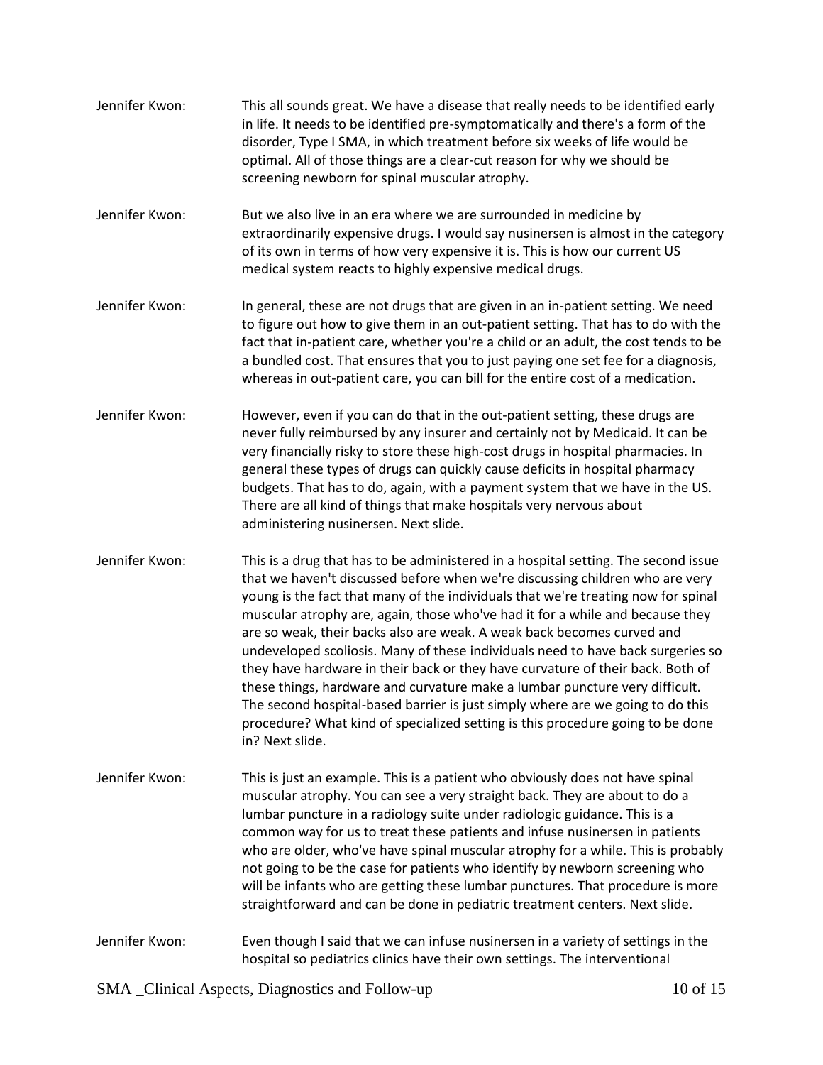Jennifer Kwon: This all sounds great. We have a disease that really needs to be identified early in life. It needs to be identified pre-symptomatically and there's a form of the disorder, Type I SMA, in which treatment before six weeks of life would be optimal. All of those things are a clear-cut reason for why we should be screening newborn for spinal muscular atrophy.

Jennifer Kwon: But we also live in an era where we are surrounded in medicine by extraordinarily expensive drugs. I would say nusinersen is almost in the category of its own in terms of how very expensive it is. This is how our current US medical system reacts to highly expensive medical drugs.

Jennifer Kwon: In general, these are not drugs that are given in an in-patient setting. We need to figure out how to give them in an out-patient setting. That has to do with the fact that in-patient care, whether you're a child or an adult, the cost tends to be a bundled cost. That ensures that you to just paying one set fee for a diagnosis, whereas in out-patient care, you can bill for the entire cost of a medication.

Jennifer Kwon: However, even if you can do that in the out-patient setting, these drugs are never fully reimbursed by any insurer and certainly not by Medicaid. It can be very financially risky to store these high-cost drugs in hospital pharmacies. In general these types of drugs can quickly cause deficits in hospital pharmacy budgets. That has to do, again, with a payment system that we have in the US. There are all kind of things that make hospitals very nervous about administering nusinersen. Next slide.

Jennifer Kwon: This is a drug that has to be administered in a hospital setting. The second issue that we haven't discussed before when we're discussing children who are very young is the fact that many of the individuals that we're treating now for spinal muscular atrophy are, again, those who've had it for a while and because they are so weak, their backs also are weak. A weak back becomes curved and undeveloped scoliosis. Many of these individuals need to have back surgeries so they have hardware in their back or they have curvature of their back. Both of these things, hardware and curvature make a lumbar puncture very difficult. The second hospital-based barrier is just simply where are we going to do this procedure? What kind of specialized setting is this procedure going to be done in? Next slide.

Jennifer Kwon: This is just an example. This is a patient who obviously does not have spinal muscular atrophy. You can see a very straight back. They are about to do a lumbar puncture in a radiology suite under radiologic guidance. This is a common way for us to treat these patients and infuse nusinersen in patients who are older, who've have spinal muscular atrophy for a while. This is probably not going to be the case for patients who identify by newborn screening who will be infants who are getting these lumbar punctures. That procedure is more straightforward and can be done in pediatric treatment centers. Next slide.

Jennifer Kwon: Even though I said that we can infuse nusinersen in a variety of settings in the hospital so pediatrics clinics have their own settings. The interventional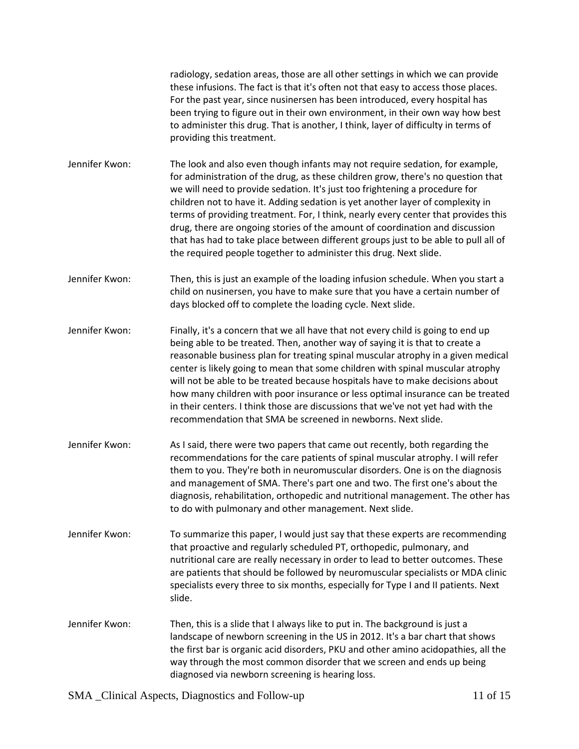radiology, sedation areas, those are all other settings in which we can provide these infusions. The fact is that it's often not that easy to access those places. For the past year, since nusinersen has been introduced, every hospital has been trying to figure out in their own environment, in their own way how best to administer this drug. That is another, I think, layer of difficulty in terms of providing this treatment.

Jennifer Kwon: The look and also even though infants may not require sedation, for example, for administration of the drug, as these children grow, there's no question that we will need to provide sedation. It's just too frightening a procedure for children not to have it. Adding sedation is yet another layer of complexity in terms of providing treatment. For, I think, nearly every center that provides this drug, there are ongoing stories of the amount of coordination and discussion that has had to take place between different groups just to be able to pull all of the required people together to administer this drug. Next slide.

Jennifer Kwon: Then, this is just an example of the loading infusion schedule. When you start a child on nusinersen, you have to make sure that you have a certain number of days blocked off to complete the loading cycle. Next slide.

Jennifer Kwon: Finally, it's a concern that we all have that not every child is going to end up being able to be treated. Then, another way of saying it is that to create a reasonable business plan for treating spinal muscular atrophy in a given medical center is likely going to mean that some children with spinal muscular atrophy will not be able to be treated because hospitals have to make decisions about how many children with poor insurance or less optimal insurance can be treated in their centers. I think those are discussions that we've not yet had with the recommendation that SMA be screened in newborns. Next slide.

Jennifer Kwon: As I said, there were two papers that came out recently, both regarding the recommendations for the care patients of spinal muscular atrophy. I will refer them to you. They're both in neuromuscular disorders. One is on the diagnosis and management of SMA. There's part one and two. The first one's about the diagnosis, rehabilitation, orthopedic and nutritional management. The other has to do with pulmonary and other management. Next slide.

Jennifer Kwon: To summarize this paper, I would just say that these experts are recommending that proactive and regularly scheduled PT, orthopedic, pulmonary, and nutritional care are really necessary in order to lead to better outcomes. These are patients that should be followed by neuromuscular specialists or MDA clinic specialists every three to six months, especially for Type I and II patients. Next slide.

Jennifer Kwon: Then, this is a slide that I always like to put in. The background is just a landscape of newborn screening in the US in 2012. It's a bar chart that shows the first bar is organic acid disorders, PKU and other amino acidopathies, all the way through the most common disorder that we screen and ends up being diagnosed via newborn screening is hearing loss.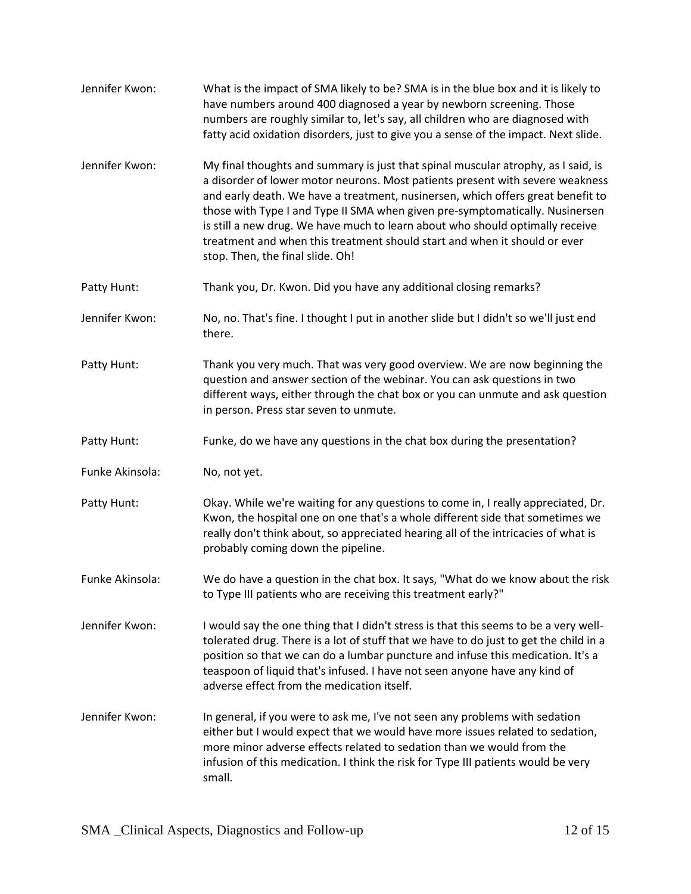Jennifer Kwon: What is the impact of SMA likely to be? SMA is in the blue box and it is likely to have numbers around 400 diagnosed a year by newborn screening. Those numbers are roughly similar to, let's say, all children who are diagnosed with fatty acid oxidation disorders, just to give you a sense of the impact. Next slide.

Jennifer Kwon: My final thoughts and summary is just that spinal muscular atrophy, as I said, is a disorder of lower motor neurons. Most patients present with severe weakness and early death. We have a treatment, nusinersen, which offers great benefit to those with Type I and Type II SMA when given pre-symptomatically. Nusinersen is still a new drug. We have much to learn about who should optimally receive treatment and when this treatment should start and when it should or ever stop. Then, the final slide. Oh!

Patty Hunt: Thank you, Dr. Kwon. Did you have any additional closing remarks?

Jennifer Kwon: No, no. That's fine. I thought I put in another slide but I didn't so we'll just end there.

Patty Hunt: Thank you very much. That was very good overview. We are now beginning the question and answer section of the webinar. You can ask questions in two different ways, either through the chat box or you can unmute and ask question in person. Press star seven to unmute.

Patty Hunt: Funke, do we have any questions in the chat box during the presentation?

Funke Akinsola: No, not yet.

Patty Hunt: Okay. While we're waiting for any questions to come in, I really appreciated, Dr. Kwon, the hospital one on one that's a whole different side that sometimes we really don't think about, so appreciated hearing all of the intricacies of what is probably coming down the pipeline.

Funke Akinsola: We do have a question in the chat box. It says, "What do we know about the risk to Type III patients who are receiving this treatment early?"

Jennifer Kwon: I would say the one thing that I didn't stress is that this seems to be a very well-tolerated drug. There is a lot of stuff that we have to do just to get the child in a position so that we can do a lumbar puncture and infuse this medication. It's a teaspoon of liquid that's infused. I have not seen anyone have any kind of adverse effect from the medication itself.

Jennifer Kwon: In general, if you were to ask me, I've not seen any problems with sedation either but I would expect that we would have more issues related to sedation, more minor adverse effects related to sedation than we would from the infusion of this medication. I think the risk for Type III patients would be very small.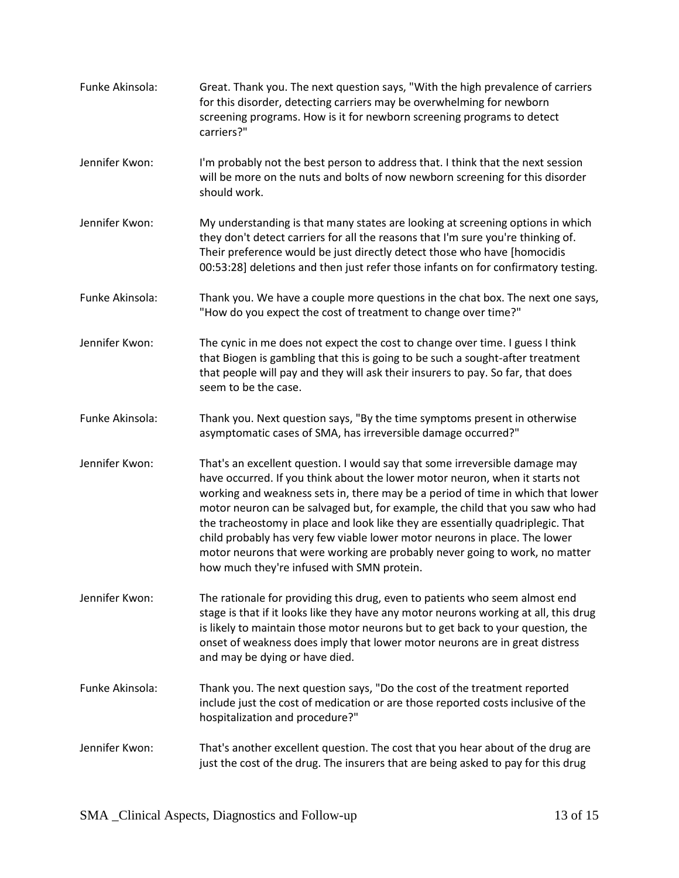Funke Akinsola: Great. Thank you. The next question says, "With the high prevalence of carriers for this disorder, detecting carriers may be overwhelming for newborn screening programs. How is it for newborn screening programs to detect carriers?"

Jennifer Kwon: I'm probably not the best person to address that. I think that the next session will be more on the nuts and bolts of now newborn screening for this disorder should work.

Jennifer Kwon: My understanding is that many states are looking at screening options in which they don't detect carriers for all the reasons that I'm sure you're thinking of. Their preference would be just directly detect those who have [homocidis 00:53:28] deletions and then just refer those infants on for confirmatory testing.

Funke Akinsola: Thank you. We have a couple more questions in the chat box. The next one says, "How do you expect the cost of treatment to change over time?"

Jennifer Kwon: The cynic in me does not expect the cost to change over time. I guess I think that Biogen is gambling that this is going to be such a sought-after treatment that people will pay and they will ask their insurers to pay. So far, that does seem to be the case.

Funke Akinsola: Thank you. Next question says, "By the time symptoms present in otherwise asymptomatic cases of SMA, has irreversible damage occurred?"

Jennifer Kwon: That's an excellent question. I would say that some irreversible damage may have occurred. If you think about the lower motor neuron, when it starts not working and weakness sets in, there may be a period of time in which that lower motor neuron can be salvaged but, for example, the child that you saw who had the tracheostomy in place and look like they are essentially quadriplegic. That child probably has very few viable lower motor neurons in place. The lower motor neurons that were working are probably never going to work, no matter how much they're infused with SMN protein.

Jennifer Kwon: The rationale for providing this drug, even to patients who seem almost end stage is that if it looks like they have any motor neurons working at all, this drug is likely to maintain those motor neurons but to get back to your question, the onset of weakness does imply that lower motor neurons are in great distress and may be dying or have died.

Funke Akinsola: Thank you. The next question says, "Do the cost of the treatment reported include just the cost of medication or are those reported costs inclusive of the hospitalization and procedure?"

Jennifer Kwon: That's another excellent question. The cost that you hear about of the drug are just the cost of the drug. The insurers that are being asked to pay for this drug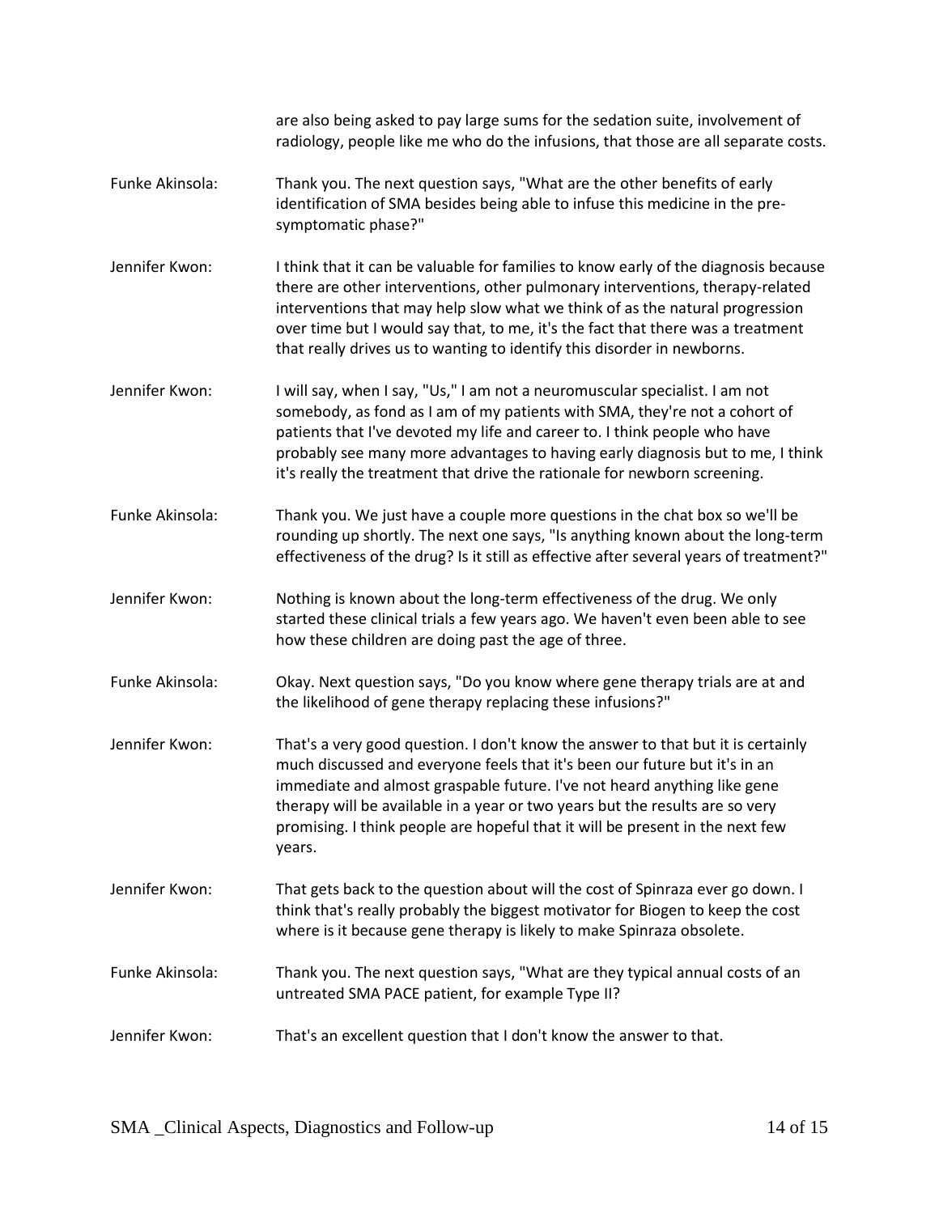are also being asked to pay large sums for the sedation suite, involvement of radiology, people like me who do the infusions, that those are all separate costs.

**Funke Akinsola:** Thank you. The next question says, "What are the other benefits of early identification of SMA besides being able to infuse this medicine in the pre-symptomatic phase?"

**Jennifer Kwon:** I think that it can be valuable for families to know early of the diagnosis because there are other interventions, other pulmonary interventions, therapy-related interventions that may help slow what we think of as the natural progression over time but I would say that, to me, it's the fact that there was a treatment that really drives us to wanting to identify this disorder in newborns.

**Jennifer Kwon:** I will say, when I say, "Us," I am not a neuromuscular specialist. I am not somebody, as fond as I am of my patients with SMA, they're not a cohort of patients that I've devoted my life and career to. I think people who have probably see many more advantages to having early diagnosis but to me, I think it's really the treatment that drive the rationale for newborn screening.

**Funke Akinsola:** Thank you. We just have a couple more questions in the chat box so we'll be rounding up shortly. The next one says, "Is anything known about the long-term effectiveness of the drug? Is it still as effective after several years of treatment?"

**Jennifer Kwon:** Nothing is known about the long-term effectiveness of the drug. We only started these clinical trials a few years ago. We haven't even been able to see how these children are doing past the age of three.

**Funke Akinsola:** Okay. Next question says, "Do you know where gene therapy trials are at and the likelihood of gene therapy replacing these infusions?"

**Jennifer Kwon:** That's a very good question. I don't know the answer to that but it is certainly much discussed and everyone feels that it's been our future but it's in an immediate and almost graspable future. I've not heard anything like gene therapy will be available in a year or two years but the results are so very promising. I think people are hopeful that it will be present in the next few years.

**Jennifer Kwon:** That gets back to the question about will the cost of Spinraza ever go down. I think that's really probably the biggest motivator for Biogen to keep the cost where is it because gene therapy is likely to make Spinraza obsolete.

**Funke Akinsola:** Thank you. The next question says, "What are they typical annual costs of an untreated SMA PACE patient, for example Type II?

**Jennifer Kwon:** That's an excellent question that I don't know the answer to that.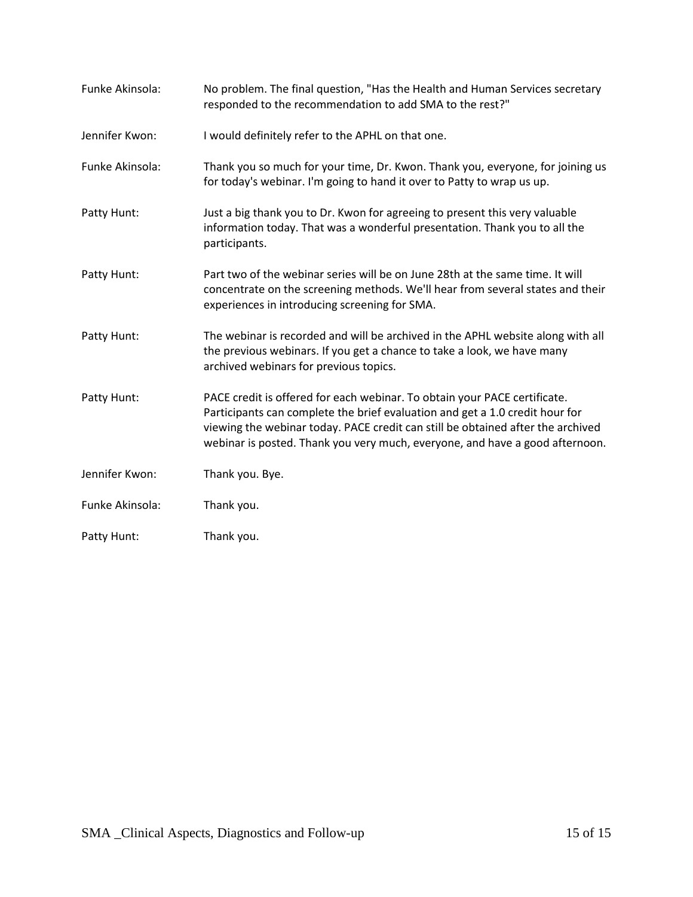Funke Akinsola: No problem. The final question, "Has the Health and Human Services secretary responded to the recommendation to add SMA to the rest?"

Jennifer Kwon: I would definitely refer to the APHL on that one.

Funke Akinsola: Thank you so much for your time, Dr. Kwon. Thank you, everyone, for joining us for today's webinar. I'm going to hand it over to Patty to wrap us up.

Patty Hunt: Just a big thank you to Dr. Kwon for agreeing to present this very valuable information today. That was a wonderful presentation. Thank you to all the participants.

Patty Hunt: Part two of the webinar series will be on June 28th at the same time. It will concentrate on the screening methods. We'll hear from several states and their experiences in introducing screening for SMA.

Patty Hunt: The webinar is recorded and will be archived in the APHL website along with all the previous webinars. If you get a chance to take a look, we have many archived webinars for previous topics.

Patty Hunt: PACE credit is offered for each webinar. To obtain your PACE certificate. Participants can complete the brief evaluation and get a 1.0 credit hour for viewing the webinar today. PACE credit can still be obtained after the archived webinar is posted. Thank you very much, everyone, and have a good afternoon.

Jennifer Kwon: Thank you. Bye.

Funke Akinsola: Thank you.

Patty Hunt: Thank you.